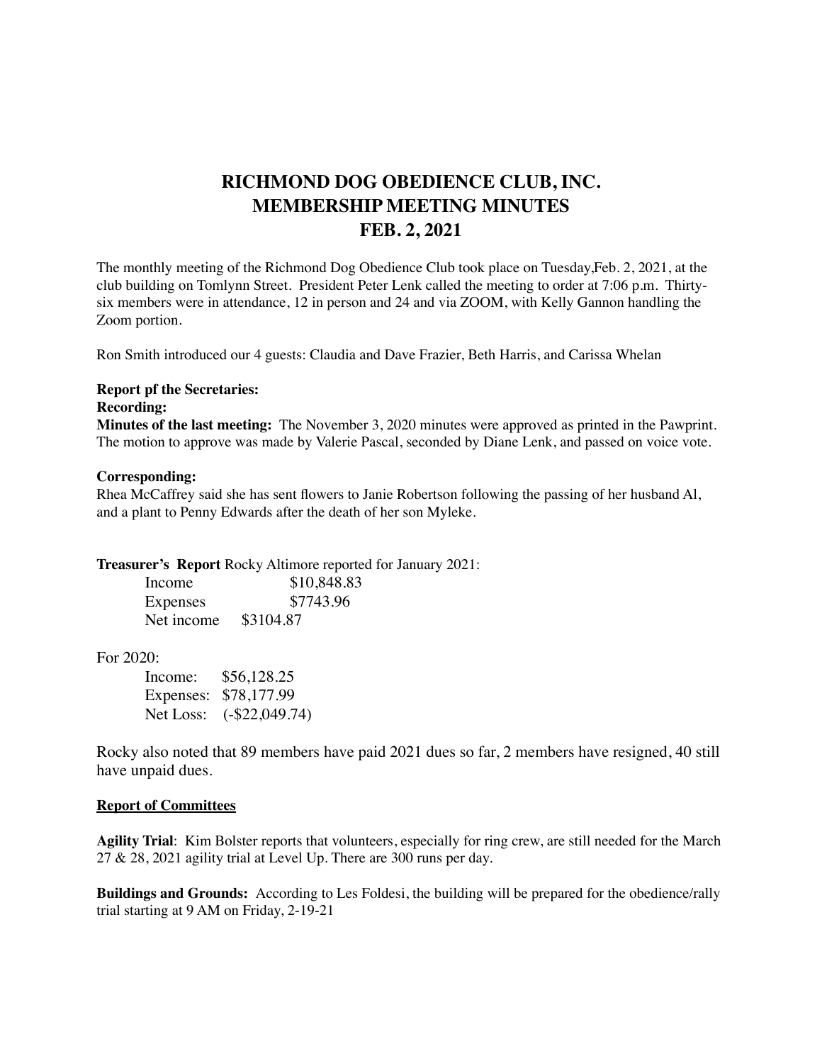# RICHMOND DOG OBEDIENCE CLUB, INC.
# MEMBERSHIP MEETING MINUTES
# FEB. 2, 2021

The monthly meeting of the Richmond Dog Obedience Club took place on Tuesday,Feb. 2, 2021, at the club building on Tomlynn Street. President Peter Lenk called the meeting to order at 7:06 p.m. Thirty-six members were in attendance, 12 in person and 24 and via ZOOM, with Kelly Gannon handling the Zoom portion.

Ron Smith introduced our 4 guests: Claudia and Dave Frazier, Beth Harris, and Carissa Whelan

**Report pf the Secretaries:**
**Recording:**
**Minutes of the last meeting:** The November 3, 2020 minutes were approved as printed in the Pawprint. The motion to approve was made by Valerie Pascal, seconded by Diane Lenk, and passed on voice vote.

**Corresponding:**
Rhea McCaffrey said she has sent flowers to Janie Robertson following the passing of her husband Al, and a plant to Penny Edwards after the death of her son Myleke.

**Treasurer's Report** Rocky Altimore reported for January 2021:

| | |
|---|---|
| Income | $10,848.83 |
| Expenses | $7743.96 |
| Net income | $3104.87 |

For 2020:

| | |
|---|---|
| Income: | $56,128.25 |
| Expenses: | $78,177.99 |
| Net Loss: | (-$22,049.74) |

Rocky also noted that 89 members have paid 2021 dues so far, 2 members have resigned, 40 still have unpaid dues.

**Report of Committees**

**Agility Trial**: Kim Bolster reports that volunteers, especially for ring crew, are still needed for the March 27 & 28, 2021 agility trial at Level Up. There are 300 runs per day.

**Buildings and Grounds:** According to Les Foldesi, the building will be prepared for the obedience/rally trial starting at 9 AM on Friday, 2-19-21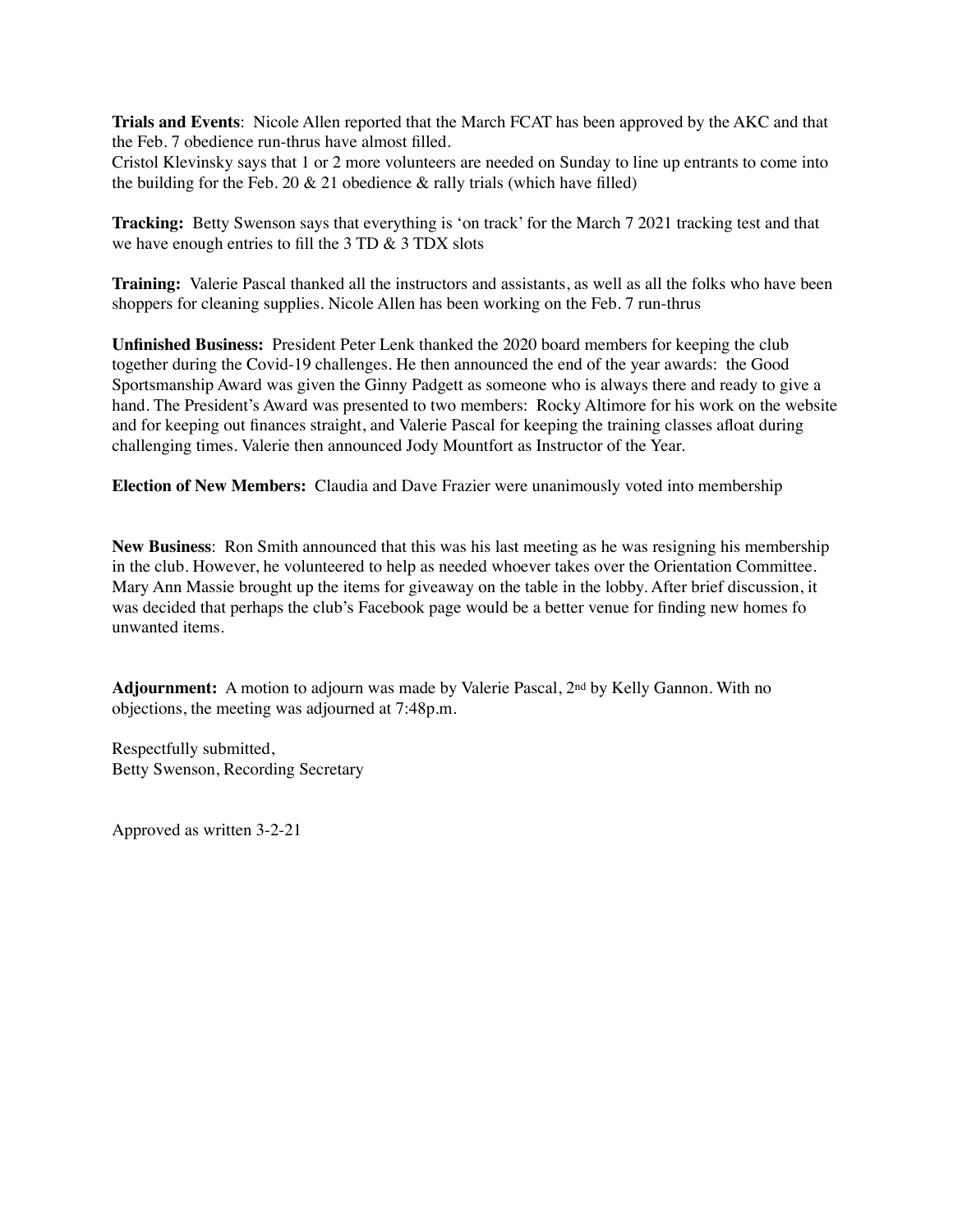**Trials and Events**: Nicole Allen reported that the March FCAT has been approved by the AKC and that the Feb. 7 obedience run-thrus have almost filled.
Cristol Klevinsky says that 1 or 2 more volunteers are needed on Sunday to line up entrants to come into the building for the Feb. 20 & 21 obedience & rally trials (which have filled)

**Tracking:** Betty Swenson says that everything is 'on track' for the March 7 2021 tracking test and that we have enough entries to fill the 3 TD & 3 TDX slots

**Training:** Valerie Pascal thanked all the instructors and assistants, as well as all the folks who have been shoppers for cleaning supplies. Nicole Allen has been working on the Feb. 7 run-thrus

**Unfinished Business:** President Peter Lenk thanked the 2020 board members for keeping the club together during the Covid-19 challenges. He then announced the end of the year awards: the Good Sportsmanship Award was given the Ginny Padgett as someone who is always there and ready to give a hand. The President's Award was presented to two members: Rocky Altimore for his work on the website and for keeping out finances straight, and Valerie Pascal for keeping the training classes afloat during challenging times. Valerie then announced Jody Mountfort as Instructor of the Year.

**Election of New Members:** Claudia and Dave Frazier were unanimously voted into membership

**New Business**: Ron Smith announced that this was his last meeting as he was resigning his membership in the club. However, he volunteered to help as needed whoever takes over the Orientation Committee. Mary Ann Massie brought up the items for giveaway on the table in the lobby. After brief discussion, it was decided that perhaps the club's Facebook page would be a better venue for finding new homes fo unwanted items.

**Adjournment:** A motion to adjourn was made by Valerie Pascal, 2nd by Kelly Gannon. With no objections, the meeting was adjourned at 7:48p.m.

Respectfully submitted,
Betty Swenson, Recording Secretary

Approved as written 3-2-21